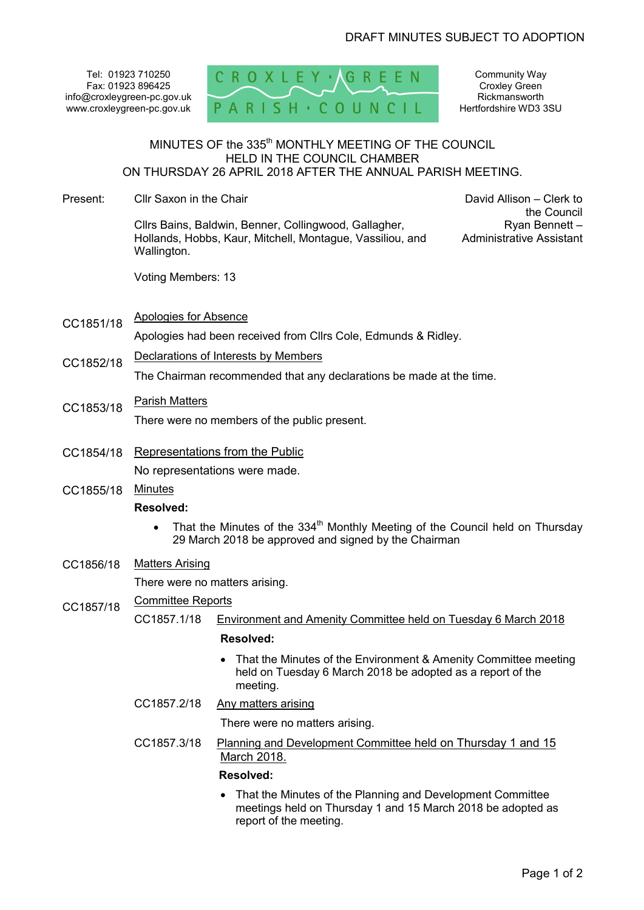DRAFT MINUTES SUBJECT TO ADOPTION

Tel: 01923 710250
Fax: 01923 896425
info@croxleygreen-pc.gov.uk
www.croxleygreen-pc.gov.uk

CROXLEY · GREEN
PARISH · COUNCIL

Community Way
Croxley Green
Rickmansworth
Hertfordshire WD3 3SU

# MINUTES OF the 335th MONTHLY MEETING OF THE COUNCIL HELD IN THE COUNCIL CHAMBER ON THURSDAY 26 APRIL 2018 AFTER THE ANNUAL PARISH MEETING.

Present: Cllr Saxon in the Chair

Cllrs Bains, Baldwin, Benner, Collingwood, Gallagher, Hollands, Hobbs, Kaur, Mitchell, Montague, Vassiliou, and Wallington.

David Allison – Clerk to the Council
Ryan Bennett – Administrative Assistant

Voting Members: 13

**CC1851/18** Apologies for Absence

Apologies had been received from Cllrs Cole, Edmunds & Ridley.

**CC1852/18** Declarations of Interests by Members

The Chairman recommended that any declarations be made at the time.

**CC1853/18** Parish Matters

There were no members of the public present.

**CC1854/18** Representations from the Public

No representations were made.

**CC1855/18** Minutes

**Resolved:**

- That the Minutes of the 334th Monthly Meeting of the Council held on Thursday 29 March 2018 be approved and signed by the Chairman

**CC1856/18** Matters Arising

There were no matters arising.

**CC1857/18** Committee Reports

CC1857.1/18 Environment and Amenity Committee held on Tuesday 6 March 2018

**Resolved:**

- That the Minutes of the Environment & Amenity Committee meeting held on Tuesday 6 March 2018 be adopted as a report of the meeting.

CC1857.2/18 Any matters arising

There were no matters arising.

CC1857.3/18 Planning and Development Committee held on Thursday 1 and 15 March 2018.

**Resolved:**

- That the Minutes of the Planning and Development Committee meetings held on Thursday 1 and 15 March 2018 be adopted as report of the meeting.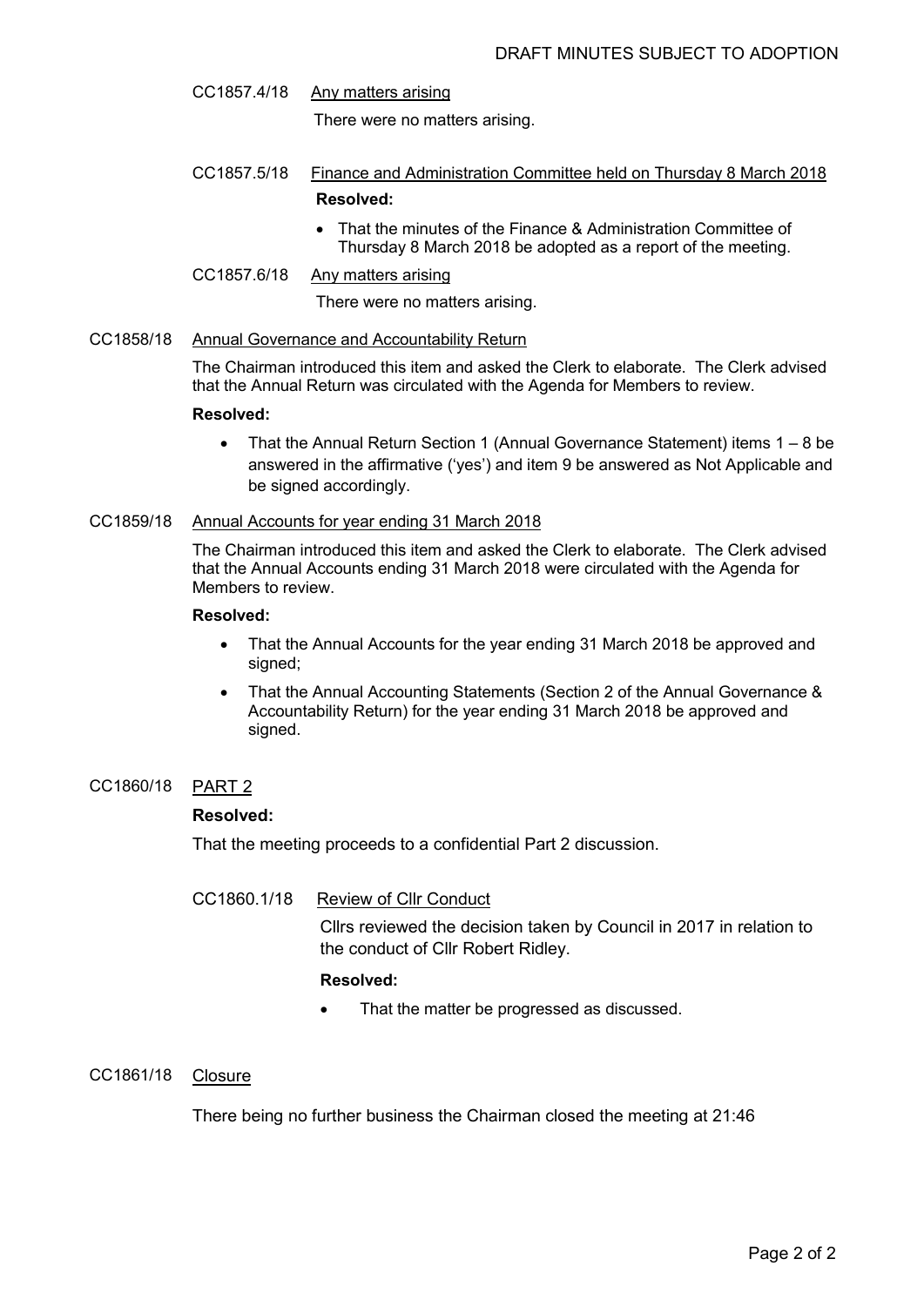DRAFT MINUTES SUBJECT TO ADOPTION

CC1857.4/18 Any matters arising

There were no matters arising.

CC1857.5/18 Finance and Administration Committee held on Thursday 8 March 2018

**Resolved:**

- That the minutes of the Finance & Administration Committee of Thursday 8 March 2018 be adopted as a report of the meeting.

CC1857.6/18 Any matters arising

There were no matters arising.

CC1858/18 Annual Governance and Accountability Return

The Chairman introduced this item and asked the Clerk to elaborate. The Clerk advised that the Annual Return was circulated with the Agenda for Members to review.

**Resolved:**

- That the Annual Return Section 1 (Annual Governance Statement) items 1 – 8 be answered in the affirmative ('yes') and item 9 be answered as Not Applicable and be signed accordingly.

CC1859/18 Annual Accounts for year ending 31 March 2018

The Chairman introduced this item and asked the Clerk to elaborate. The Clerk advised that the Annual Accounts ending 31 March 2018 were circulated with the Agenda for Members to review.

**Resolved:**

- That the Annual Accounts for the year ending 31 March 2018 be approved and signed;
- That the Annual Accounting Statements (Section 2 of the Annual Governance & Accountability Return) for the year ending 31 March 2018 be approved and signed.

CC1860/18 PART 2

**Resolved:**

That the meeting proceeds to a confidential Part 2 discussion.

CC1860.1/18 Review of Cllr Conduct

Cllrs reviewed the decision taken by Council in 2017 in relation to the conduct of Cllr Robert Ridley.

**Resolved:**

- That the matter be progressed as discussed.

CC1861/18 Closure

There being no further business the Chairman closed the meeting at 21:46